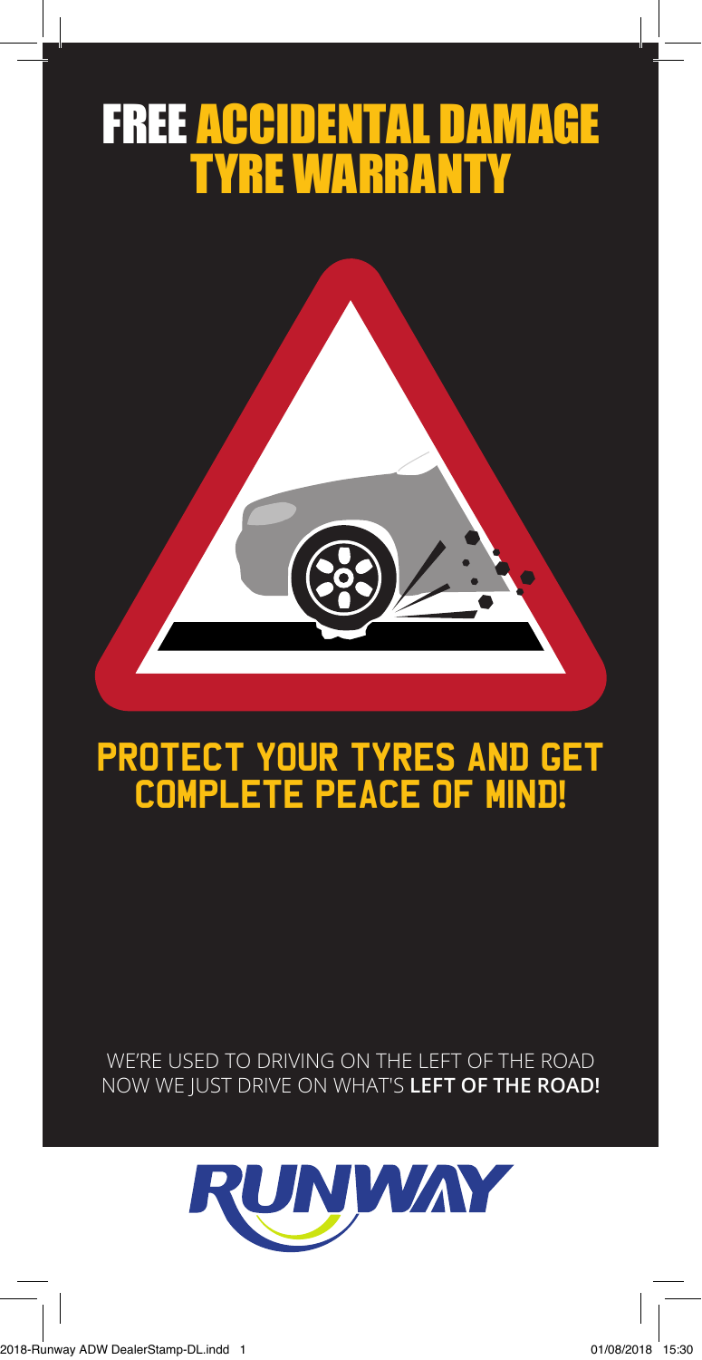# FREE ACCIDENTAL DAMAGE TYRE WARRANTY

## PROTECT YOUR TYRES AND GET COMPLETE PEACE OF MIND!

WE'RE USED TO DRIVING ON THE LEFT OF THE ROAD
NOW WE JUST DRIVE ON WHAT'S **LEFT OF THE ROAD!**

RUNWAY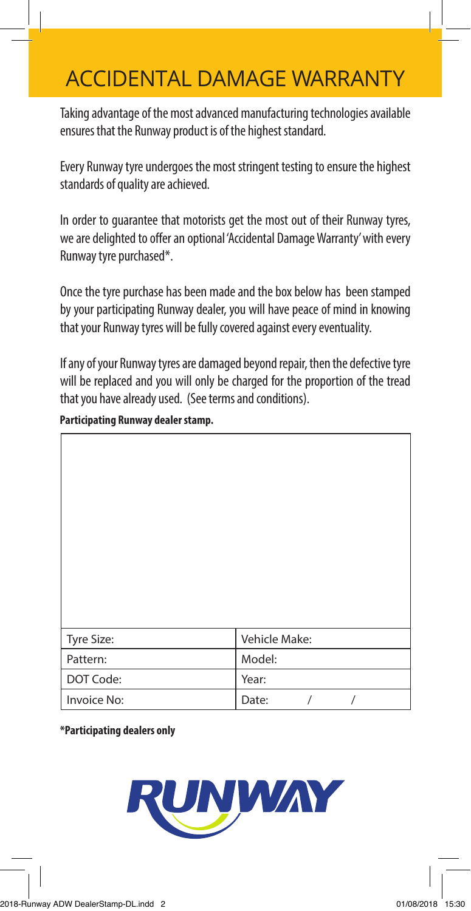# ACCIDENTAL DAMAGE WARRANTY

Taking advantage of the most advanced manufacturing technologies available ensures that the Runway product is of the highest standard.

Every Runway tyre undergoes the most stringent testing to ensure the highest standards of quality are achieved.

In order to guarantee that motorists get the most out of their Runway tyres, we are delighted to offer an optional 'Accidental Damage Warranty' with every Runway tyre purchased*.

Once the tyre purchase has been made and the box below has been stamped by your participating Runway dealer, you will have peace of mind in knowing that your Runway tyres will be fully covered against every eventuality.

If any of your Runway tyres are damaged beyond repair, then the defective tyre will be replaced and you will only be charged for the proportion of the tread that you have already used. (See terms and conditions).

**Participating Runway dealer stamp.**

| Tyre Size: | Vehicle Make: |
|---|---|
| Pattern: | Model: |
| DOT Code: | Year: |
| Invoice No: | Date: / / |

**\*Participating dealers only**

RUNWAY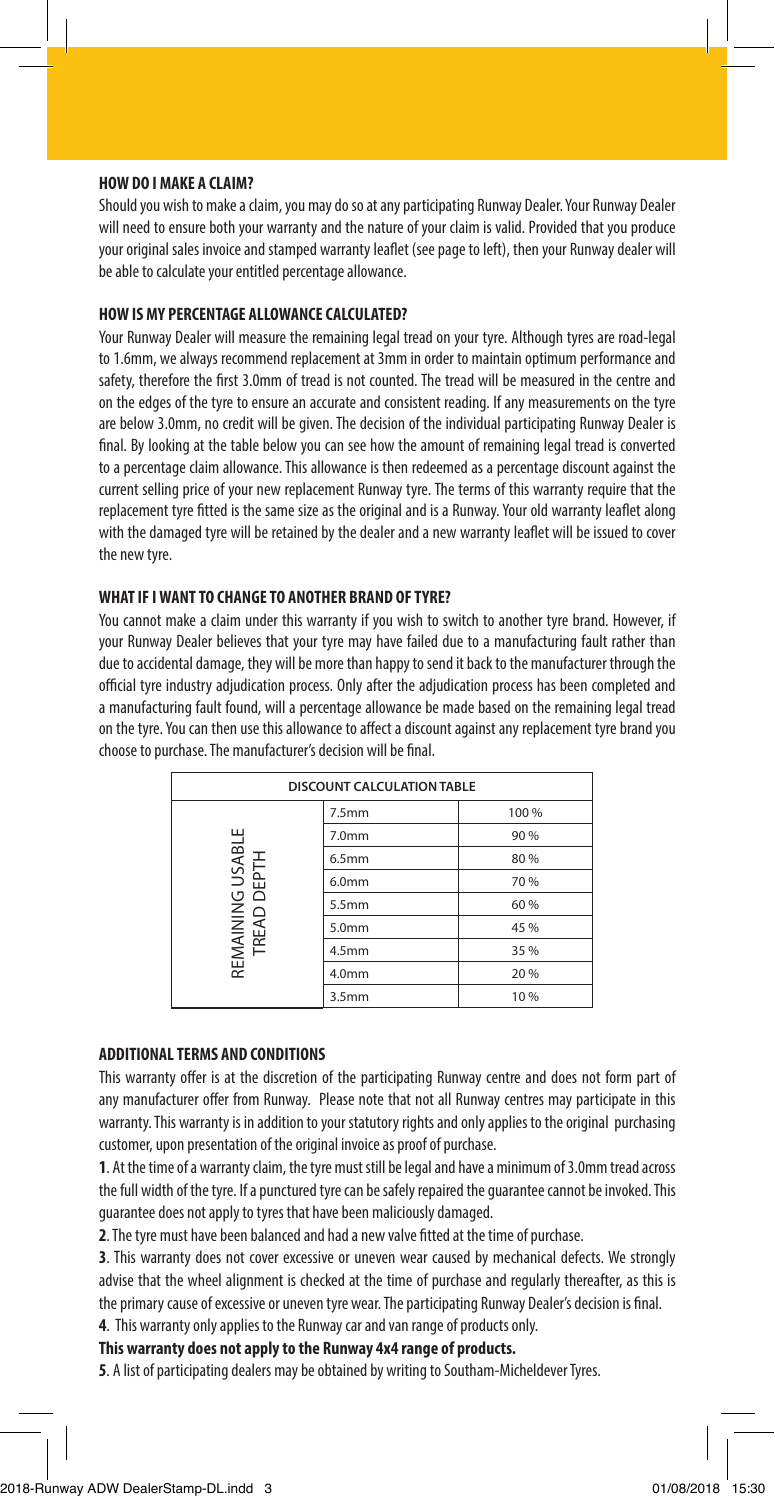**HOW DO I MAKE A CLAIM?**

Should you wish to make a claim, you may do so at any participating Runway Dealer. Your Runway Dealer will need to ensure both your warranty and the nature of your claim is valid. Provided that you produce your original sales invoice and stamped warranty leaflet (see page to left), then your Runway dealer will be able to calculate your entitled percentage allowance.

**HOW IS MY PERCENTAGE ALLOWANCE CALCULATED?**

Your Runway Dealer will measure the remaining legal tread on your tyre. Although tyres are road-legal to 1.6mm, we always recommend replacement at 3mm in order to maintain optimum performance and safety, therefore the first 3.0mm of tread is not counted. The tread will be measured in the centre and on the edges of the tyre to ensure an accurate and consistent reading. If any measurements on the tyre are below 3.0mm, no credit will be given. The decision of the individual participating Runway Dealer is final. By looking at the table below you can see how the amount of remaining legal tread is converted to a percentage claim allowance. This allowance is then redeemed as a percentage discount against the current selling price of your new replacement Runway tyre. The terms of this warranty require that the replacement tyre fitted is the same size as the original and is a Runway. Your old warranty leaflet along with the damaged tyre will be retained by the dealer and a new warranty leaflet will be issued to cover the new tyre.

**WHAT IF I WANT TO CHANGE TO ANOTHER BRAND OF TYRE?**

You cannot make a claim under this warranty if you wish to switch to another tyre brand. However, if your Runway Dealer believes that your tyre may have failed due to a manufacturing fault rather than due to accidental damage, they will be more than happy to send it back to the manufacturer through the official tyre industry adjudication process. Only after the adjudication process has been completed and a manufacturing fault found, will a percentage allowance be made based on the remaining legal tread on the tyre. You can then use this allowance to affect a discount against any replacement tyre brand you choose to purchase. The manufacturer's decision will be final.

| DISCOUNT CALCULATION TABLE | | |
|---|---|---|
| REMAINING USABLE TREAD DEPTH | 7.5mm | 100 % |
| | 7.0mm | 90 % |
| | 6.5mm | 80 % |
| | 6.0mm | 70 % |
| | 5.5mm | 60 % |
| | 5.0mm | 45 % |
| | 4.5mm | 35 % |
| | 4.0mm | 20 % |
| | 3.5mm | 10 % |

**ADDITIONAL TERMS AND CONDITIONS**

This warranty offer is at the discretion of the participating Runway centre and does not form part of any manufacturer offer from Runway. Please note that not all Runway centres may participate in this warranty. This warranty is in addition to your statutory rights and only applies to the original purchasing customer, upon presentation of the original invoice as proof of purchase.

**1**. At the time of a warranty claim, the tyre must still be legal and have a minimum of 3.0mm tread across the full width of the tyre. If a punctured tyre can be safely repaired the guarantee cannot be invoked. This guarantee does not apply to tyres that have been maliciously damaged.

**2**. The tyre must have been balanced and had a new valve fitted at the time of purchase.

**3**. This warranty does not cover excessive or uneven wear caused by mechanical defects. We strongly advise that the wheel alignment is checked at the time of purchase and regularly thereafter, as this is the primary cause of excessive or uneven tyre wear. The participating Runway Dealer's decision is final.

**4**. This warranty only applies to the Runway car and van range of products only.

**This warranty does not apply to the Runway 4x4 range of products.**

**5**. A list of participating dealers may be obtained by writing to Southam-Micheldever Tyres.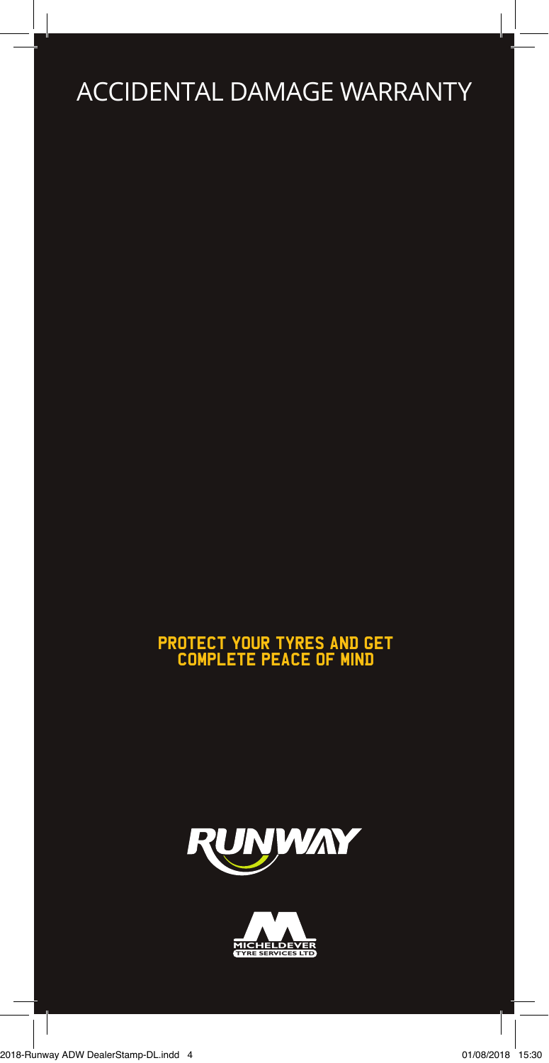# ACCIDENTAL DAMAGE WARRANTY

**PROTECT YOUR TYRES AND GET COMPLETE PEACE OF MIND**

RUNWAY

MICHELDEVER TYRE SERVICES LTD